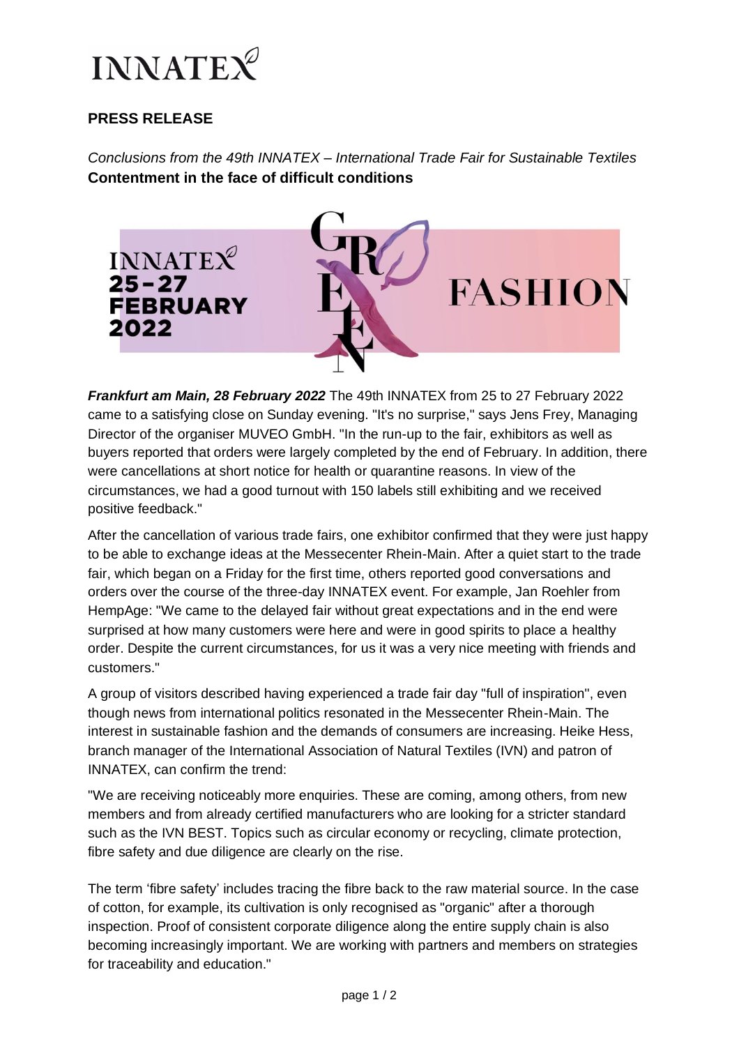# INNATEX

## PRESS RELEASE

*Conclusions from the 49th INNATEX – International Trade Fair for Sustainable Textiles*
**Contentment in the face of difficult conditions**

***Frankfurt am Main, 28 February 2022*** The 49th INNATEX from 25 to 27 February 2022 came to a satisfying close on Sunday evening. "It's no surprise," says Jens Frey, Managing Director of the organiser MUVEO GmbH. "In the run-up to the fair, exhibitors as well as buyers reported that orders were largely completed by the end of February. In addition, there were cancellations at short notice for health or quarantine reasons. In view of the circumstances, we had a good turnout with 150 labels still exhibiting and we received positive feedback."

After the cancellation of various trade fairs, one exhibitor confirmed that they were just happy to be able to exchange ideas at the Messecenter Rhein-Main. After a quiet start to the trade fair, which began on a Friday for the first time, others reported good conversations and orders over the course of the three-day INNATEX event. For example, Jan Roehler from HempAge: "We came to the delayed fair without great expectations and in the end were surprised at how many customers were here and were in good spirits to place a healthy order. Despite the current circumstances, for us it was a very nice meeting with friends and customers."

A group of visitors described having experienced a trade fair day "full of inspiration", even though news from international politics resonated in the Messecenter Rhein-Main. The interest in sustainable fashion and the demands of consumers are increasing. Heike Hess, branch manager of the International Association of Natural Textiles (IVN) and patron of INNATEX, can confirm the trend:

"We are receiving noticeably more enquiries. These are coming, among others, from new members and from already certified manufacturers who are looking for a stricter standard such as the IVN BEST. Topics such as circular economy or recycling, climate protection, fibre safety and due diligence are clearly on the rise.

The term 'fibre safety' includes tracing the fibre back to the raw material source. In the case of cotton, for example, its cultivation is only recognised as "organic" after a thorough inspection. Proof of consistent corporate diligence along the entire supply chain is also becoming increasingly important. We are working with partners and members on strategies for traceability and education."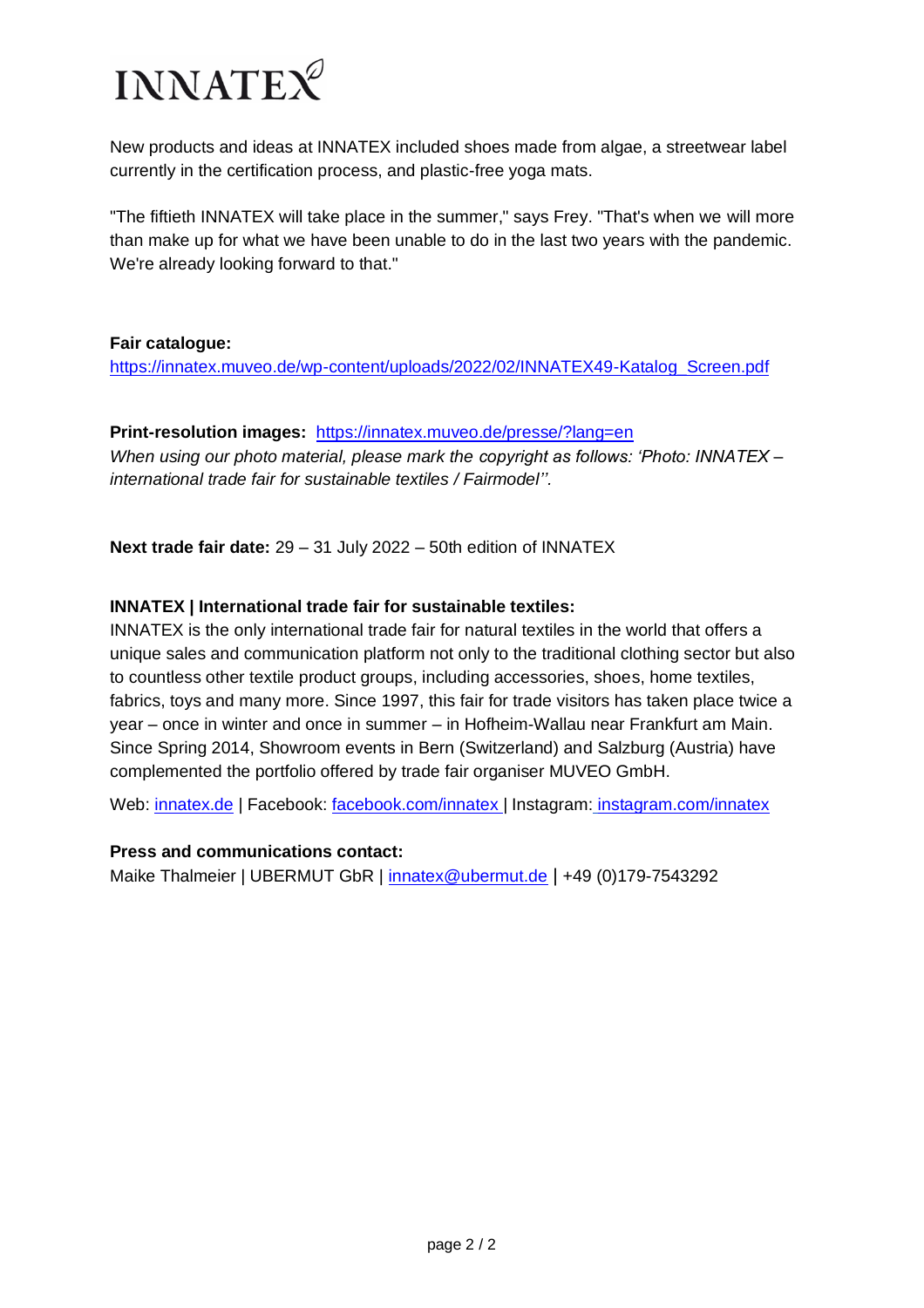New products and ideas at INNATEX included shoes made from algae, a streetwear label currently in the certification process, and plastic-free yoga mats.

"The fiftieth INNATEX will take place in the summer," says Frey. "That's when we will more than make up for what we have been unable to do in the last two years with the pandemic. We're already looking forward to that."

**Fair catalogue:**
https://innatex.muveo.de/wp-content/uploads/2022/02/INNATEX49-Katalog_Screen.pdf

**Print-resolution images:** https://innatex.muveo.de/presse/?lang=en
*When using our photo material, please mark the copyright as follows: 'Photo: INNATEX – international trade fair for sustainable textiles / Fairmodel''.*

**Next trade fair date:** 29 – 31 July 2022 – 50th edition of INNATEX

**INNATEX | International trade fair for sustainable textiles:**
INNATEX is the only international trade fair for natural textiles in the world that offers a unique sales and communication platform not only to the traditional clothing sector but also to countless other textile product groups, including accessories, shoes, home textiles, fabrics, toys and many more. Since 1997, this fair for trade visitors has taken place twice a year – once in winter and once in summer – in Hofheim-Wallau near Frankfurt am Main. Since Spring 2014, Showroom events in Bern (Switzerland) and Salzburg (Austria) have complemented the portfolio offered by trade fair organiser MUVEO GmbH.

Web: innatex.de | Facebook: facebook.com/innatex | Instagram: instagram.com/innatex

**Press and communications contact:**
Maike Thalmeier | UBERMUT GbR | innatex@ubermut.de | +49 (0)179-7543292